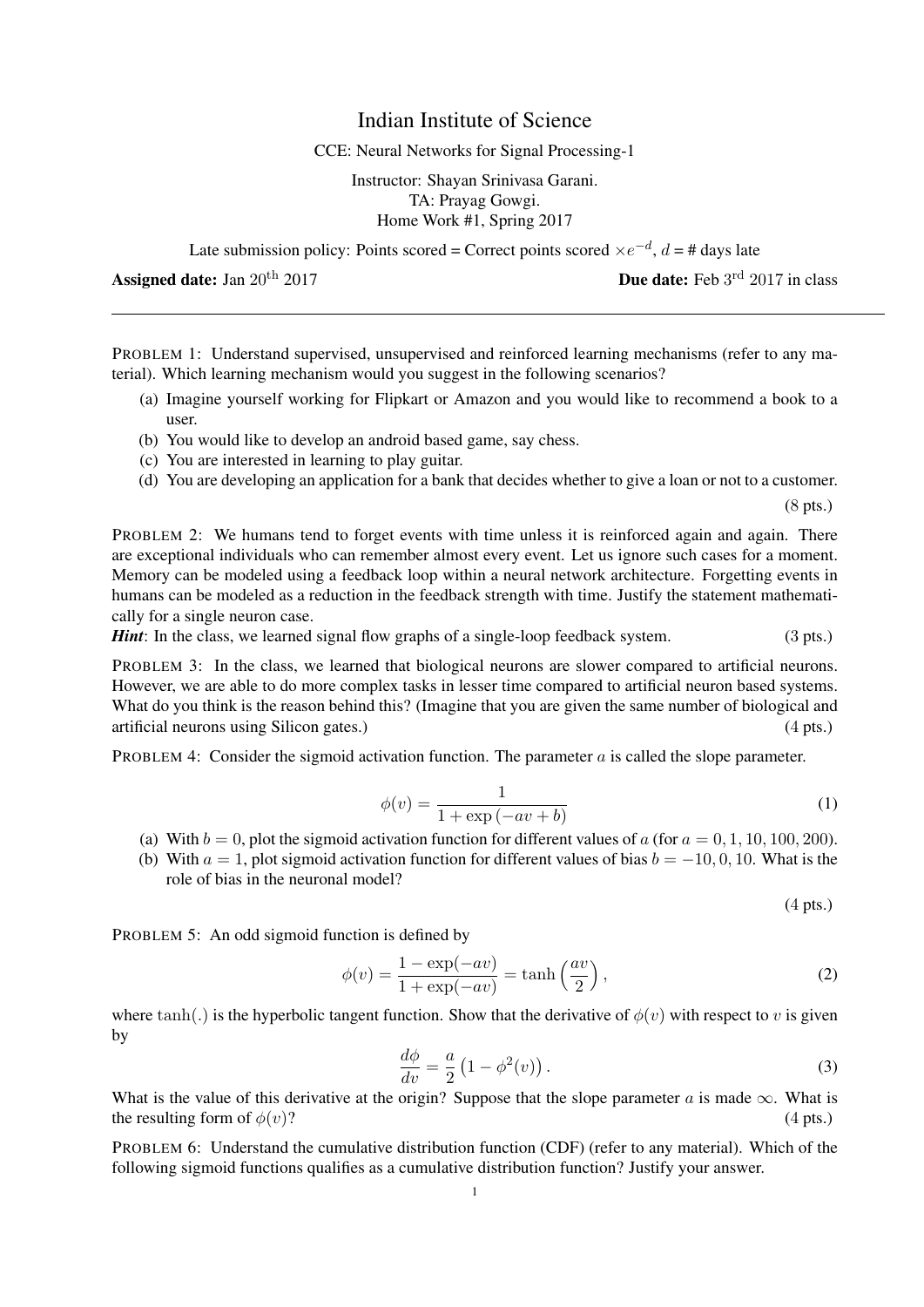# Indian Institute of Science

CCE: Neural Networks for Signal Processing-1

Instructor: Shayan Srinivasa Garani.
TA: Prayag Gowgi.
Home Work #1, Spring 2017

Late submission policy: Points scored = Correct points scored $\times e^{-d}$, $d$ = # days late

**Assigned date:** Jan 20$^{\text{th}}$ 2017 **Due date:** Feb 3$^{\text{rd}}$ 2017 in class

---

PROBLEM 1: Understand supervised, unsupervised and reinforced learning mechanisms (refer to any material). Which learning mechanism would you suggest in the following scenarios?

(a) Imagine yourself working for Flipkart or Amazon and you would like to recommend a book to a user.
(b) You would like to develop an android based game, say chess.
(c) You are interested in learning to play guitar.
(d) You are developing an application for a bank that decides whether to give a loan or not to a customer.

(8 pts.)

PROBLEM 2: We humans tend to forget events with time unless it is reinforced again and again. There are exceptional individuals who can remember almost every event. Let us ignore such cases for a moment. Memory can be modeled using a feedback loop within a neural network architecture. Forgetting events in humans can be modeled as a reduction in the feedback strength with time. Justify the statement mathematically for a single neuron case.

***Hint***: In the class, we learned signal flow graphs of a single-loop feedback system. (3 pts.)

PROBLEM 3: In the class, we learned that biological neurons are slower compared to artificial neurons. However, we are able to do more complex tasks in lesser time compared to artificial neuron based systems. What do you think is the reason behind this? (Imagine that you are given the same number of biological and artificial neurons using Silicon gates.) (4 pts.)

PROBLEM 4: Consider the sigmoid activation function. The parameter $a$ is called the slope parameter.

$$\phi(v) = \frac{1}{1 + \exp\left(-av + b\right)} \tag{1}$$

(a) With $b = 0$, plot the sigmoid activation function for different values of $a$ (for $a = 0, 1, 10, 100, 200$).
(b) With $a = 1$, plot sigmoid activation function for different values of bias $b = -10, 0, 10$. What is the role of bias in the neuronal model?

(4 pts.)

PROBLEM 5: An odd sigmoid function is defined by

$$\phi(v) = \frac{1 - \exp(-av)}{1 + \exp(-av)} = \tanh\left(\frac{av}{2}\right), \tag{2}$$

where $\tanh(.)$ is the hyperbolic tangent function. Show that the derivative of $\phi(v)$ with respect to $v$ is given by

$$\frac{d\phi}{dv} = \frac{a}{2}\left(1 - \phi^2(v)\right). \tag{3}$$

What is the value of this derivative at the origin? Suppose that the slope parameter $a$ is made $\infty$. What is the resulting form of $\phi(v)$? (4 pts.)

PROBLEM 6: Understand the cumulative distribution function (CDF) (refer to any material). Which of the following sigmoid functions qualifies as a cumulative distribution function? Justify your answer.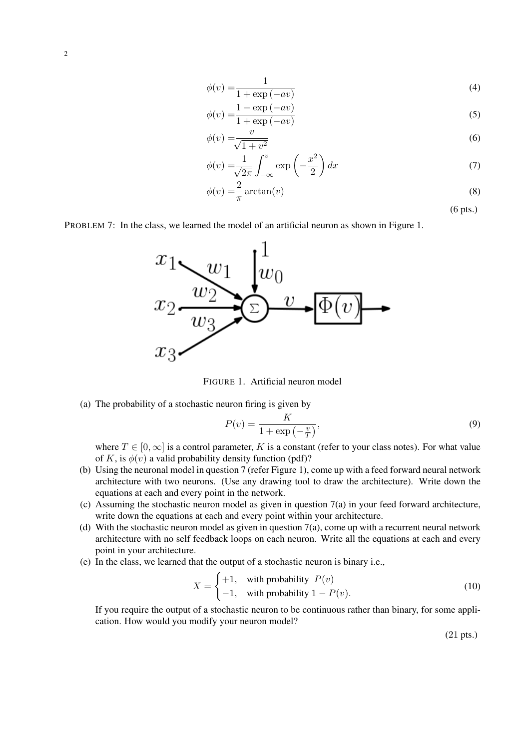$$\phi(v) = \frac{1}{1 + \exp(-av)} \tag{4}$$

$$\phi(v) = \frac{1 - \exp(-av)}{1 + \exp(-av)} \tag{5}$$

$$\phi(v) = \frac{v}{\sqrt{1 + v^2}} \tag{6}$$

$$\phi(v) = \frac{1}{\sqrt{2\pi}} \int_{-\infty}^{v} \exp\left(-\frac{x^2}{2}\right) dx \tag{7}$$

$$\phi(v) = \frac{2}{\pi} \arctan(v) \tag{8}$$

(6 pts.)

PROBLEM 7: In the class, we learned the model of an artificial neuron as shown in Figure 1.

FIGURE 1. Artificial neuron model

(a) The probability of a stochastic neuron firing is given by

$$P(v) = \frac{K}{1 + \exp\left(-\frac{v}{T}\right)}, \tag{9}$$

where $T \in [0, \infty]$ is a control parameter, $K$ is a constant (refer to your class notes). For what value of $K$, is $\phi(v)$ a valid probability density function (pdf)?

(b) Using the neuronal model in question 7 (refer Figure 1), come up with a feed forward neural network architecture with two neurons. (Use any drawing tool to draw the architecture). Write down the equations at each and every point in the network.

(c) Assuming the stochastic neuron model as given in question 7(a) in your feed forward architecture, write down the equations at each and every point within your architecture.

(d) With the stochastic neuron model as given in question 7(a), come up with a recurrent neural network architecture with no self feedback loops on each neuron. Write all the equations at each and every point in your architecture.

(e) In the class, we learned that the output of a stochastic neuron is binary i.e.,

$$X = \begin{cases} +1, & \text{with probability } P(v) \\ -1, & \text{with probability } 1 - P(v). \end{cases} \tag{10}$$

If you require the output of a stochastic neuron to be continuous rather than binary, for some application. How would you modify your neuron model?

(21 pts.)